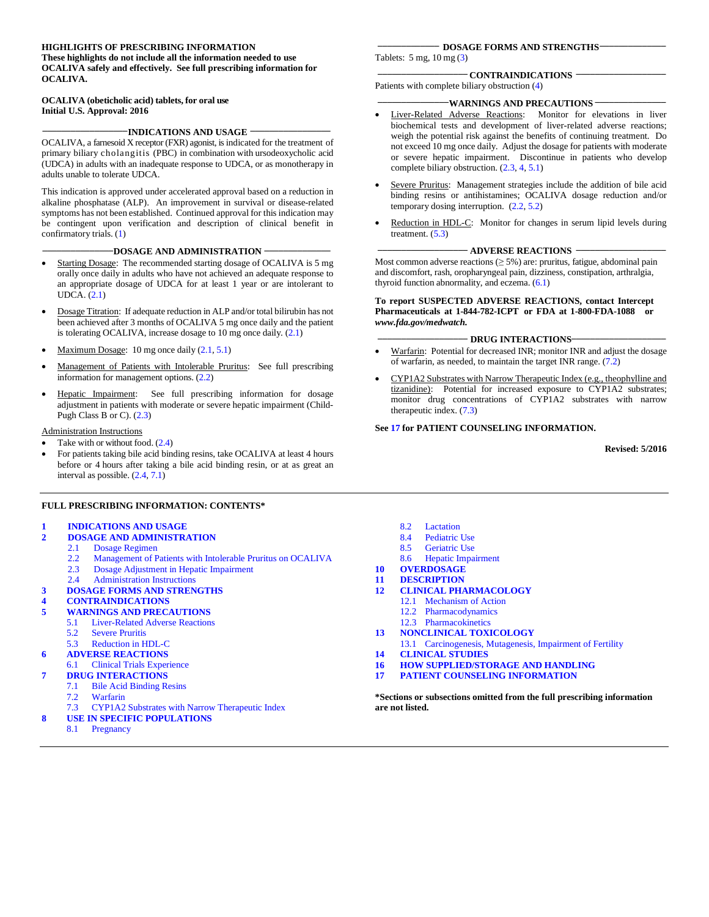**HIGHLIGHTS OF PRESCRIBING INFORMATION**
**These highlights do not include all the information needed to use OCALIVA safely and effectively. See full prescribing information for OCALIVA.**

**OCALIVA (obeticholic acid) tablets, for oral use**
**Initial U.S. Approval: 2016**

## INDICATIONS AND USAGE

OCALIVA, a farnesoid X receptor (FXR) agonist, is indicated for the treatment of primary biliary cholangitis (PBC) in combination with ursodeoxycholic acid (UDCA) in adults with an inadequate response to UDCA, or as monotherapy in adults unable to tolerate UDCA.

This indication is approved under accelerated approval based on a reduction in alkaline phosphatase (ALP). An improvement in survival or disease-related symptoms has not been established. Continued approval for this indication may be contingent upon verification and description of clinical benefit in confirmatory trials. (1)

## DOSAGE AND ADMINISTRATION

- Starting Dosage: The recommended starting dosage of OCALIVA is 5 mg orally once daily in adults who have not achieved an adequate response to an appropriate dosage of UDCA for at least 1 year or are intolerant to UDCA. (2.1)
- Dosage Titration: If adequate reduction in ALP and/or total bilirubin has not been achieved after 3 months of OCALIVA 5 mg once daily and the patient is tolerating OCALIVA, increase dosage to 10 mg once daily. (2.1)
- Maximum Dosage: 10 mg once daily (2.1, 5.1)
- Management of Patients with Intolerable Pruritus: See full prescribing information for management options. (2.2)
- Hepatic Impairment: See full prescribing information for dosage adjustment in patients with moderate or severe hepatic impairment (Child-Pugh Class B or C). (2.3)

Administration Instructions

- Take with or without food. (2.4)
- For patients taking bile acid binding resins, take OCALIVA at least 4 hours before or 4 hours after taking a bile acid binding resin, or at as great an interval as possible. (2.4, 7.1)

## DOSAGE FORMS AND STRENGTHS

Tablets: 5 mg, 10 mg (3)

## CONTRAINDICATIONS

Patients with complete biliary obstruction (4)

## WARNINGS AND PRECAUTIONS

- Liver-Related Adverse Reactions: Monitor for elevations in liver biochemical tests and development of liver-related adverse reactions; weigh the potential risk against the benefits of continuing treatment. Do not exceed 10 mg once daily. Adjust the dosage for patients with moderate or severe hepatic impairment. Discontinue in patients who develop complete biliary obstruction. (2.3, 4, 5.1)
- Severe Pruritus: Management strategies include the addition of bile acid binding resins or antihistamines; OCALIVA dosage reduction and/or temporary dosing interruption. (2.2, 5.2)
- Reduction in HDL-C: Monitor for changes in serum lipid levels during treatment. (5.3)

## ADVERSE REACTIONS

Most common adverse reactions (≥ 5%) are: pruritus, fatigue, abdominal pain and discomfort, rash, oropharyngeal pain, dizziness, constipation, arthralgia, thyroid function abnormality, and eczema. (6.1)

**To report SUSPECTED ADVERSE REACTIONS, contact Intercept Pharmaceuticals at 1-844-782-ICPT or FDA at 1-800-FDA-1088 or *www.fda.gov/medwatch.***

## DRUG INTERACTIONS

- Warfarin: Potential for decreased INR; monitor INR and adjust the dosage of warfarin, as needed, to maintain the target INR range. (7.2)
- CYP1A2 Substrates with Narrow Therapeutic Index (e.g., theophylline and tizanidine): Potential for increased exposure to CYP1A2 substrates; monitor drug concentrations of CYP1A2 substrates with narrow therapeutic index. (7.3)

**See 17 for PATIENT COUNSELING INFORMATION.**

**Revised: 5/2016**

---

## FULL PRESCRIBING INFORMATION: CONTENTS*

**1 INDICATIONS AND USAGE**
**2 DOSAGE AND ADMINISTRATION**
- 2.1 Dosage Regimen
- 2.2 Management of Patients with Intolerable Pruritus on OCALIVA
- 2.3 Dosage Adjustment in Hepatic Impairment
- 2.4 Administration Instructions

**3 DOSAGE FORMS AND STRENGTHS**
**4 CONTRAINDICATIONS**
**5 WARNINGS AND PRECAUTIONS**
- 5.1 Liver-Related Adverse Reactions
- 5.2 Severe Pruritis
- 5.3 Reduction in HDL-C

**6 ADVERSE REACTIONS**
- 6.1 Clinical Trials Experience

**7 DRUG INTERACTIONS**
- 7.1 Bile Acid Binding Resins
- 7.2 Warfarin
- 7.3 CYP1A2 Substrates with Narrow Therapeutic Index

**8 USE IN SPECIFIC POPULATIONS**
- 8.1 Pregnancy
- 8.2 Lactation
- 8.4 Pediatric Use
- 8.5 Geriatric Use
- 8.6 Hepatic Impairment

**10 OVERDOSAGE**
**11 DESCRIPTION**
**12 CLINICAL PHARMACOLOGY**
- 12.1 Mechanism of Action
- 12.2 Pharmacodynamics
- 12.3 Pharmacokinetics

**13 NONCLINICAL TOXICOLOGY**
- 13.1 Carcinogenesis, Mutagenesis, Impairment of Fertility

**14 CLINICAL STUDIES**
**16 HOW SUPPLIED/STORAGE AND HANDLING**
**17 PATIENT COUNSELING INFORMATION**

**\*Sections or subsections omitted from the full prescribing information are not listed.**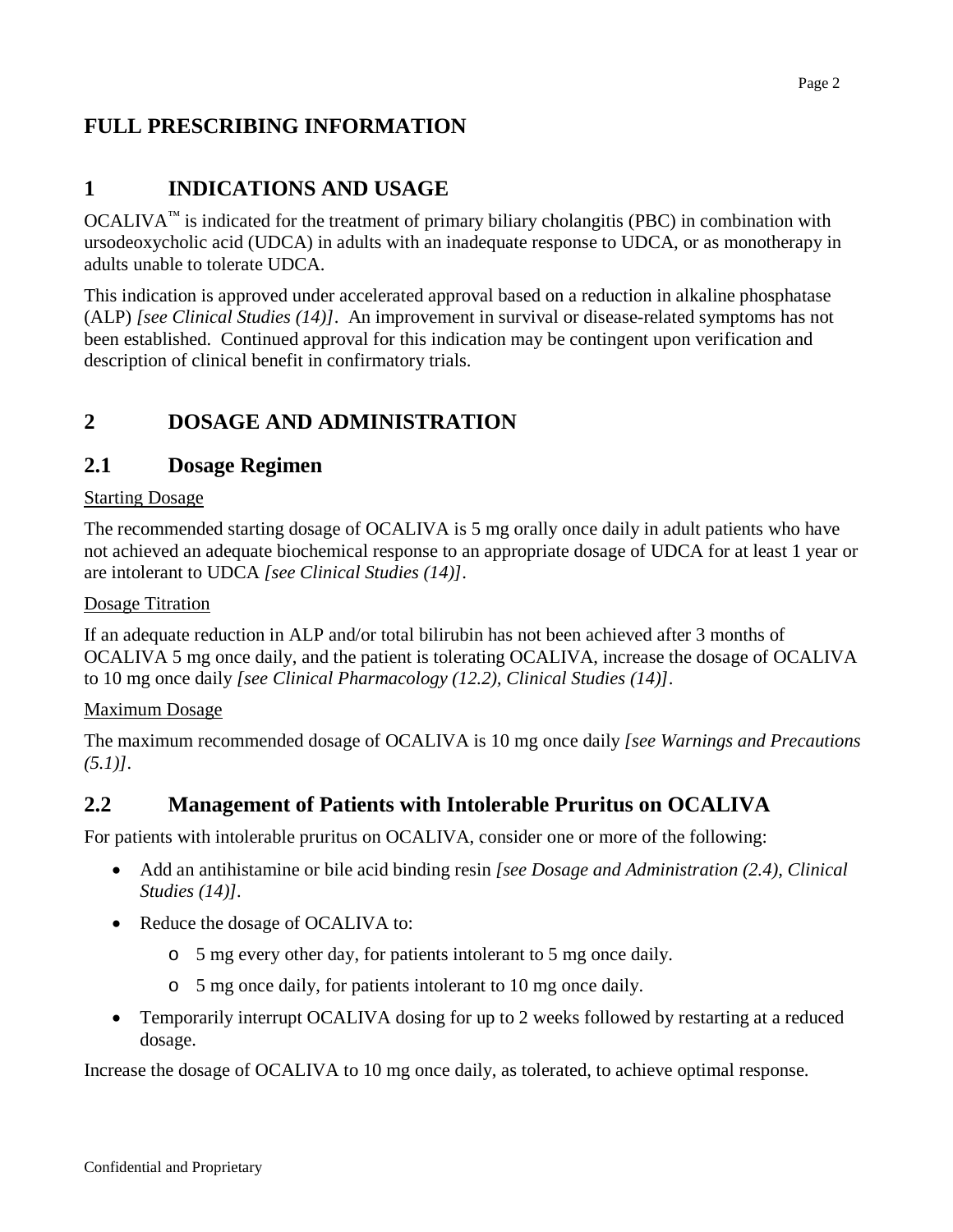# FULL PRESCRIBING INFORMATION

## 1 INDICATIONS AND USAGE

OCALIVA™ is indicated for the treatment of primary biliary cholangitis (PBC) in combination with ursodeoxycholic acid (UDCA) in adults with an inadequate response to UDCA, or as monotherapy in adults unable to tolerate UDCA.

This indication is approved under accelerated approval based on a reduction in alkaline phosphatase (ALP) *[see Clinical Studies (14)]*. An improvement in survival or disease-related symptoms has not been established. Continued approval for this indication may be contingent upon verification and description of clinical benefit in confirmatory trials.

## 2 DOSAGE AND ADMINISTRATION

### 2.1 Dosage Regimen

Starting Dosage

The recommended starting dosage of OCALIVA is 5 mg orally once daily in adult patients who have not achieved an adequate biochemical response to an appropriate dosage of UDCA for at least 1 year or are intolerant to UDCA *[see Clinical Studies (14)]*.

Dosage Titration

If an adequate reduction in ALP and/or total bilirubin has not been achieved after 3 months of OCALIVA 5 mg once daily, and the patient is tolerating OCALIVA, increase the dosage of OCALIVA to 10 mg once daily *[see Clinical Pharmacology (12.2), Clinical Studies (14)]*.

Maximum Dosage

The maximum recommended dosage of OCALIVA is 10 mg once daily *[see Warnings and Precautions (5.1)]*.

### 2.2 Management of Patients with Intolerable Pruritus on OCALIVA

For patients with intolerable pruritus on OCALIVA, consider one or more of the following:

- Add an antihistamine or bile acid binding resin *[see Dosage and Administration (2.4), Clinical Studies (14)]*.
- Reduce the dosage of OCALIVA to:
  - 5 mg every other day, for patients intolerant to 5 mg once daily.
  - 5 mg once daily, for patients intolerant to 10 mg once daily.
- Temporarily interrupt OCALIVA dosing for up to 2 weeks followed by restarting at a reduced dosage.

Increase the dosage of OCALIVA to 10 mg once daily, as tolerated, to achieve optimal response.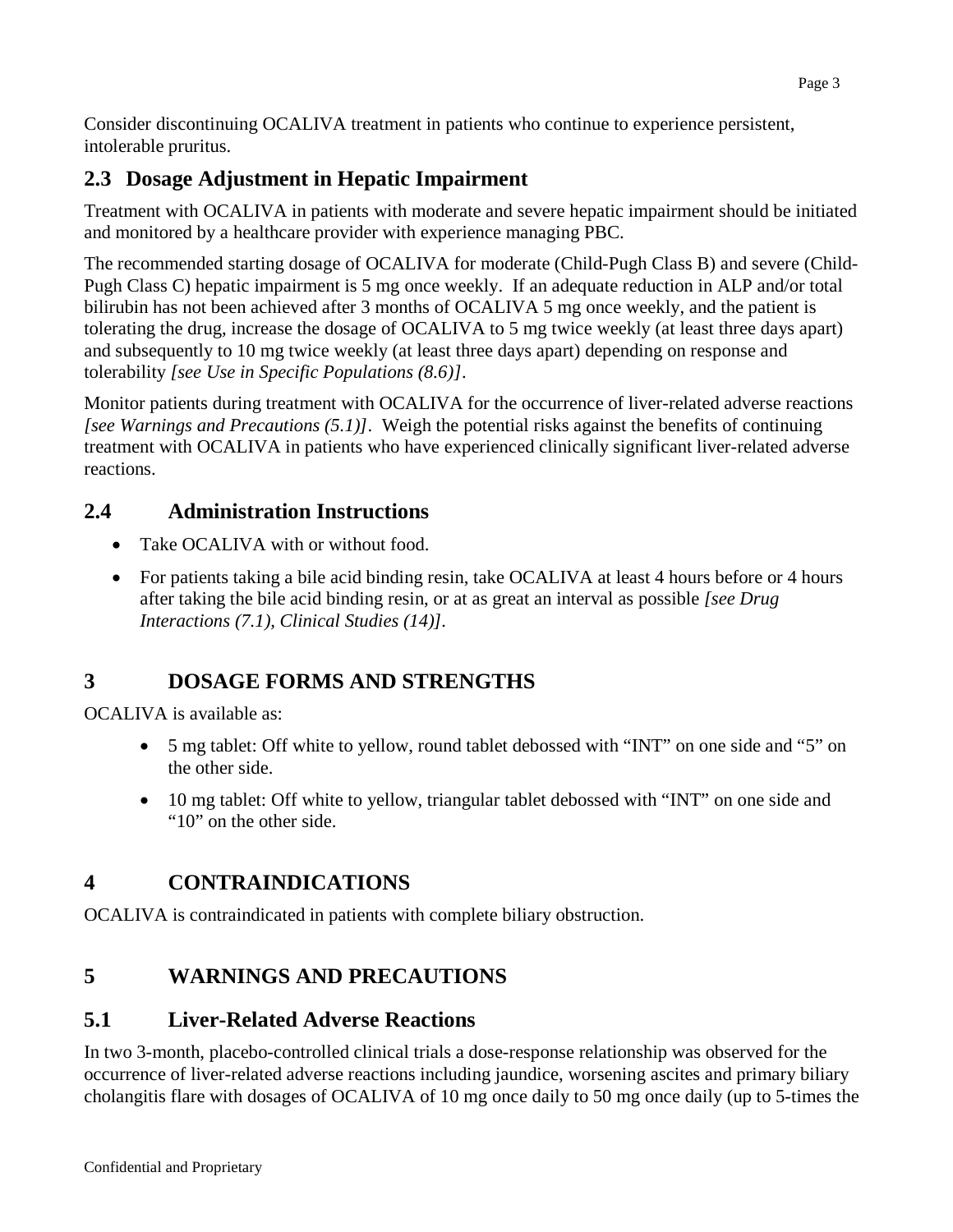Consider discontinuing OCALIVA treatment in patients who continue to experience persistent, intolerable pruritus.

## 2.3 Dosage Adjustment in Hepatic Impairment

Treatment with OCALIVA in patients with moderate and severe hepatic impairment should be initiated and monitored by a healthcare provider with experience managing PBC.

The recommended starting dosage of OCALIVA for moderate (Child-Pugh Class B) and severe (Child-Pugh Class C) hepatic impairment is 5 mg once weekly. If an adequate reduction in ALP and/or total bilirubin has not been achieved after 3 months of OCALIVA 5 mg once weekly, and the patient is tolerating the drug, increase the dosage of OCALIVA to 5 mg twice weekly (at least three days apart) and subsequently to 10 mg twice weekly (at least three days apart) depending on response and tolerability *[see Use in Specific Populations (8.6)]*.

Monitor patients during treatment with OCALIVA for the occurrence of liver-related adverse reactions *[see Warnings and Precautions (5.1)]*. Weigh the potential risks against the benefits of continuing treatment with OCALIVA in patients who have experienced clinically significant liver-related adverse reactions.

## 2.4 Administration Instructions

- Take OCALIVA with or without food.
- For patients taking a bile acid binding resin, take OCALIVA at least 4 hours before or 4 hours after taking the bile acid binding resin, or at as great an interval as possible *[see Drug Interactions (7.1), Clinical Studies (14)]*.

# 3 DOSAGE FORMS AND STRENGTHS

OCALIVA is available as:

- 5 mg tablet: Off white to yellow, round tablet debossed with "INT" on one side and "5" on the other side.
- 10 mg tablet: Off white to yellow, triangular tablet debossed with "INT" on one side and "10" on the other side.

# 4 CONTRAINDICATIONS

OCALIVA is contraindicated in patients with complete biliary obstruction.

# 5 WARNINGS AND PRECAUTIONS

## 5.1 Liver-Related Adverse Reactions

In two 3-month, placebo-controlled clinical trials a dose-response relationship was observed for the occurrence of liver-related adverse reactions including jaundice, worsening ascites and primary biliary cholangitis flare with dosages of OCALIVA of 10 mg once daily to 50 mg once daily (up to 5-times the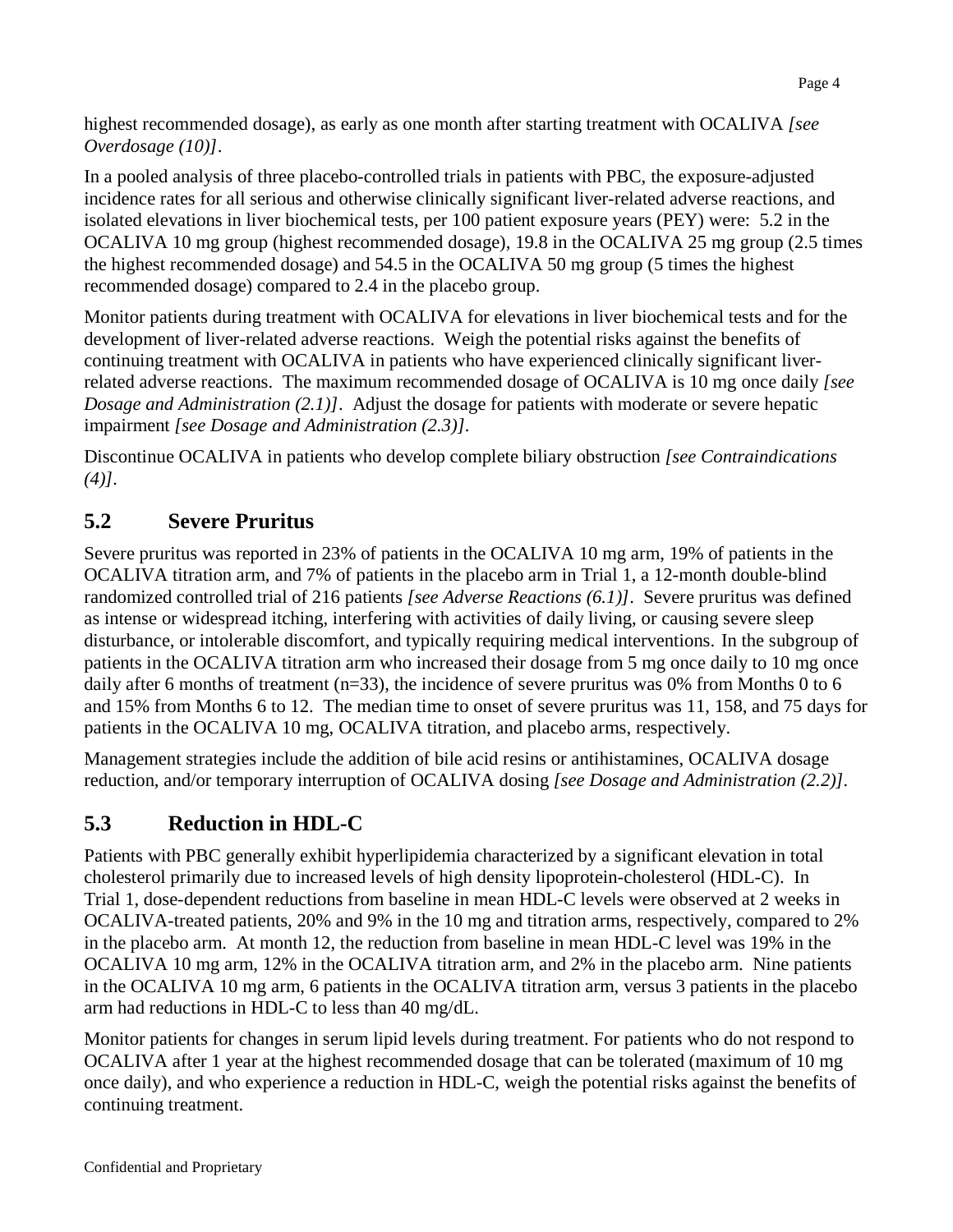highest recommended dosage), as early as one month after starting treatment with OCALIVA *[see Overdosage (10)]*.

In a pooled analysis of three placebo-controlled trials in patients with PBC, the exposure-adjusted incidence rates for all serious and otherwise clinically significant liver-related adverse reactions, and isolated elevations in liver biochemical tests, per 100 patient exposure years (PEY) were: 5.2 in the OCALIVA 10 mg group (highest recommended dosage), 19.8 in the OCALIVA 25 mg group (2.5 times the highest recommended dosage) and 54.5 in the OCALIVA 50 mg group (5 times the highest recommended dosage) compared to 2.4 in the placebo group.

Monitor patients during treatment with OCALIVA for elevations in liver biochemical tests and for the development of liver-related adverse reactions. Weigh the potential risks against the benefits of continuing treatment with OCALIVA in patients who have experienced clinically significant liver-related adverse reactions. The maximum recommended dosage of OCALIVA is 10 mg once daily *[see Dosage and Administration (2.1)]*. Adjust the dosage for patients with moderate or severe hepatic impairment *[see Dosage and Administration (2.3)]*.

Discontinue OCALIVA in patients who develop complete biliary obstruction *[see Contraindications (4)]*.

## 5.2 Severe Pruritus

Severe pruritus was reported in 23% of patients in the OCALIVA 10 mg arm, 19% of patients in the OCALIVA titration arm, and 7% of patients in the placebo arm in Trial 1, a 12-month double-blind randomized controlled trial of 216 patients *[see Adverse Reactions (6.1)]*. Severe pruritus was defined as intense or widespread itching, interfering with activities of daily living, or causing severe sleep disturbance, or intolerable discomfort, and typically requiring medical interventions. In the subgroup of patients in the OCALIVA titration arm who increased their dosage from 5 mg once daily to 10 mg once daily after 6 months of treatment (n=33), the incidence of severe pruritus was 0% from Months 0 to 6 and 15% from Months 6 to 12. The median time to onset of severe pruritus was 11, 158, and 75 days for patients in the OCALIVA 10 mg, OCALIVA titration, and placebo arms, respectively.

Management strategies include the addition of bile acid resins or antihistamines, OCALIVA dosage reduction, and/or temporary interruption of OCALIVA dosing *[see Dosage and Administration (2.2)]*.

## 5.3 Reduction in HDL-C

Patients with PBC generally exhibit hyperlipidemia characterized by a significant elevation in total cholesterol primarily due to increased levels of high density lipoprotein-cholesterol (HDL-C). In Trial 1, dose-dependent reductions from baseline in mean HDL-C levels were observed at 2 weeks in OCALIVA-treated patients, 20% and 9% in the 10 mg and titration arms, respectively, compared to 2% in the placebo arm. At month 12, the reduction from baseline in mean HDL-C level was 19% in the OCALIVA 10 mg arm, 12% in the OCALIVA titration arm, and 2% in the placebo arm. Nine patients in the OCALIVA 10 mg arm, 6 patients in the OCALIVA titration arm, versus 3 patients in the placebo arm had reductions in HDL-C to less than 40 mg/dL.

Monitor patients for changes in serum lipid levels during treatment. For patients who do not respond to OCALIVA after 1 year at the highest recommended dosage that can be tolerated (maximum of 10 mg once daily), and who experience a reduction in HDL-C, weigh the potential risks against the benefits of continuing treatment.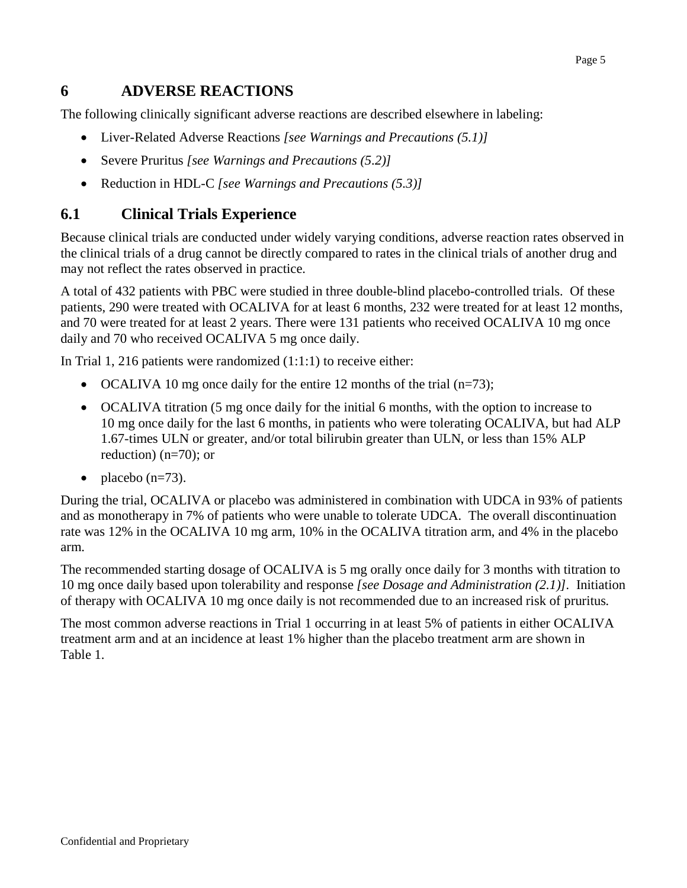# 6 ADVERSE REACTIONS

The following clinically significant adverse reactions are described elsewhere in labeling:

- Liver-Related Adverse Reactions *[see Warnings and Precautions (5.1)]*
- Severe Pruritus *[see Warnings and Precautions (5.2)]*
- Reduction in HDL-C *[see Warnings and Precautions (5.3)]*

## 6.1 Clinical Trials Experience

Because clinical trials are conducted under widely varying conditions, adverse reaction rates observed in the clinical trials of a drug cannot be directly compared to rates in the clinical trials of another drug and may not reflect the rates observed in practice.

A total of 432 patients with PBC were studied in three double-blind placebo-controlled trials. Of these patients, 290 were treated with OCALIVA for at least 6 months, 232 were treated for at least 12 months, and 70 were treated for at least 2 years. There were 131 patients who received OCALIVA 10 mg once daily and 70 who received OCALIVA 5 mg once daily.

In Trial 1, 216 patients were randomized (1:1:1) to receive either:

- OCALIVA 10 mg once daily for the entire 12 months of the trial (n=73);
- OCALIVA titration (5 mg once daily for the initial 6 months, with the option to increase to 10 mg once daily for the last 6 months, in patients who were tolerating OCALIVA, but had ALP 1.67-times ULN or greater, and/or total bilirubin greater than ULN, or less than 15% ALP reduction) (n=70); or
- placebo (n=73).

During the trial, OCALIVA or placebo was administered in combination with UDCA in 93% of patients and as monotherapy in 7% of patients who were unable to tolerate UDCA. The overall discontinuation rate was 12% in the OCALIVA 10 mg arm, 10% in the OCALIVA titration arm, and 4% in the placebo arm.

The recommended starting dosage of OCALIVA is 5 mg orally once daily for 3 months with titration to 10 mg once daily based upon tolerability and response *[see Dosage and Administration (2.1)]*. Initiation of therapy with OCALIVA 10 mg once daily is not recommended due to an increased risk of pruritus.

The most common adverse reactions in Trial 1 occurring in at least 5% of patients in either OCALIVA treatment arm and at an incidence at least 1% higher than the placebo treatment arm are shown in Table 1.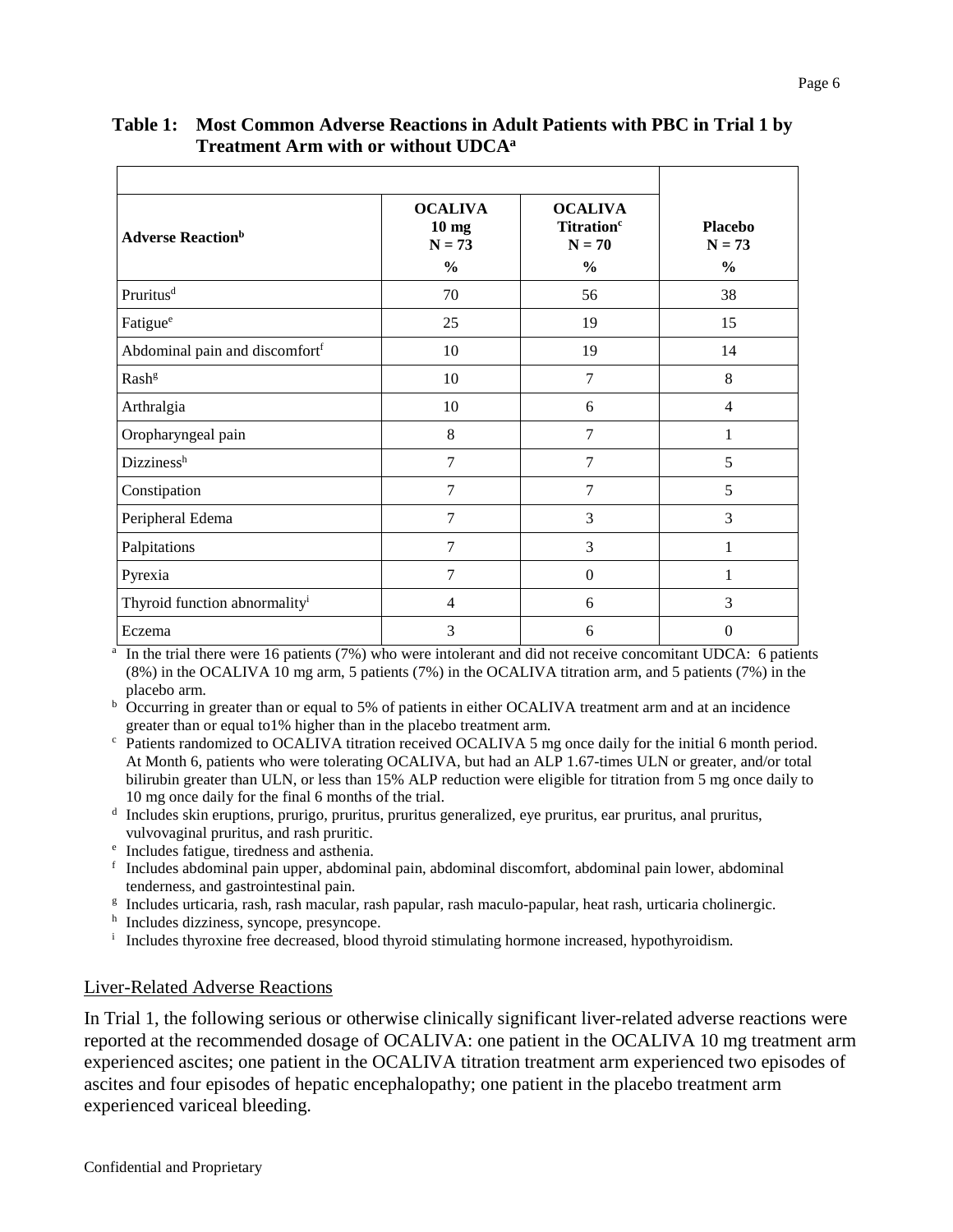**Table 1: Most Common Adverse Reactions in Adult Patients with PBC in Trial 1 by Treatment Arm with or without UDCA[a]**

| Adverse Reaction[b] | OCALIVA 10 mg N = 73 % | OCALIVA Titration[c] N = 70 % | Placebo N = 73 % |
|---|---|---|---|
| Pruritus[d] | 70 | 56 | 38 |
| Fatigue[e] | 25 | 19 | 15 |
| Abdominal pain and discomfort[f] | 10 | 19 | 14 |
| Rash[g] | 10 | 7 | 8 |
| Arthralgia | 10 | 6 | 4 |
| Oropharyngeal pain | 8 | 7 | 1 |
| Dizziness[h] | 7 | 7 | 5 |
| Constipation | 7 | 7 | 5 |
| Peripheral Edema | 7 | 3 | 3 |
| Palpitations | 7 | 3 | 1 |
| Pyrexia | 7 | 0 | 1 |
| Thyroid function abnormality[i] | 4 | 6 | 3 |
| Eczema | 3 | 6 | 0 |

[a] In the trial there were 16 patients (7%) who were intolerant and did not receive concomitant UDCA: 6 patients (8%) in the OCALIVA 10 mg arm, 5 patients (7%) in the OCALIVA titration arm, and 5 patients (7%) in the placebo arm.

[b] Occurring in greater than or equal to 5% of patients in either OCALIVA treatment arm and at an incidence greater than or equal to1% higher than in the placebo treatment arm.

[c] Patients randomized to OCALIVA titration received OCALIVA 5 mg once daily for the initial 6 month period. At Month 6, patients who were tolerating OCALIVA, but had an ALP 1.67-times ULN or greater, and/or total bilirubin greater than ULN, or less than 15% ALP reduction were eligible for titration from 5 mg once daily to 10 mg once daily for the final 6 months of the trial.

[d] Includes skin eruptions, prurigo, pruritus, pruritus generalized, eye pruritus, ear pruritus, anal pruritus, vulvovaginal pruritus, and rash pruritic.

[e] Includes fatigue, tiredness and asthenia.

[f] Includes abdominal pain upper, abdominal pain, abdominal discomfort, abdominal pain lower, abdominal tenderness, and gastrointestinal pain.

[g] Includes urticaria, rash, rash macular, rash papular, rash maculo-papular, heat rash, urticaria cholinergic.

[h] Includes dizziness, syncope, presyncope.

[i] Includes thyroxine free decreased, blood thyroid stimulating hormone increased, hypothyroidism.

Liver-Related Adverse Reactions

In Trial 1, the following serious or otherwise clinically significant liver-related adverse reactions were reported at the recommended dosage of OCALIVA: one patient in the OCALIVA 10 mg treatment arm experienced ascites; one patient in the OCALIVA titration treatment arm experienced two episodes of ascites and four episodes of hepatic encephalopathy; one patient in the placebo treatment arm experienced variceal bleeding.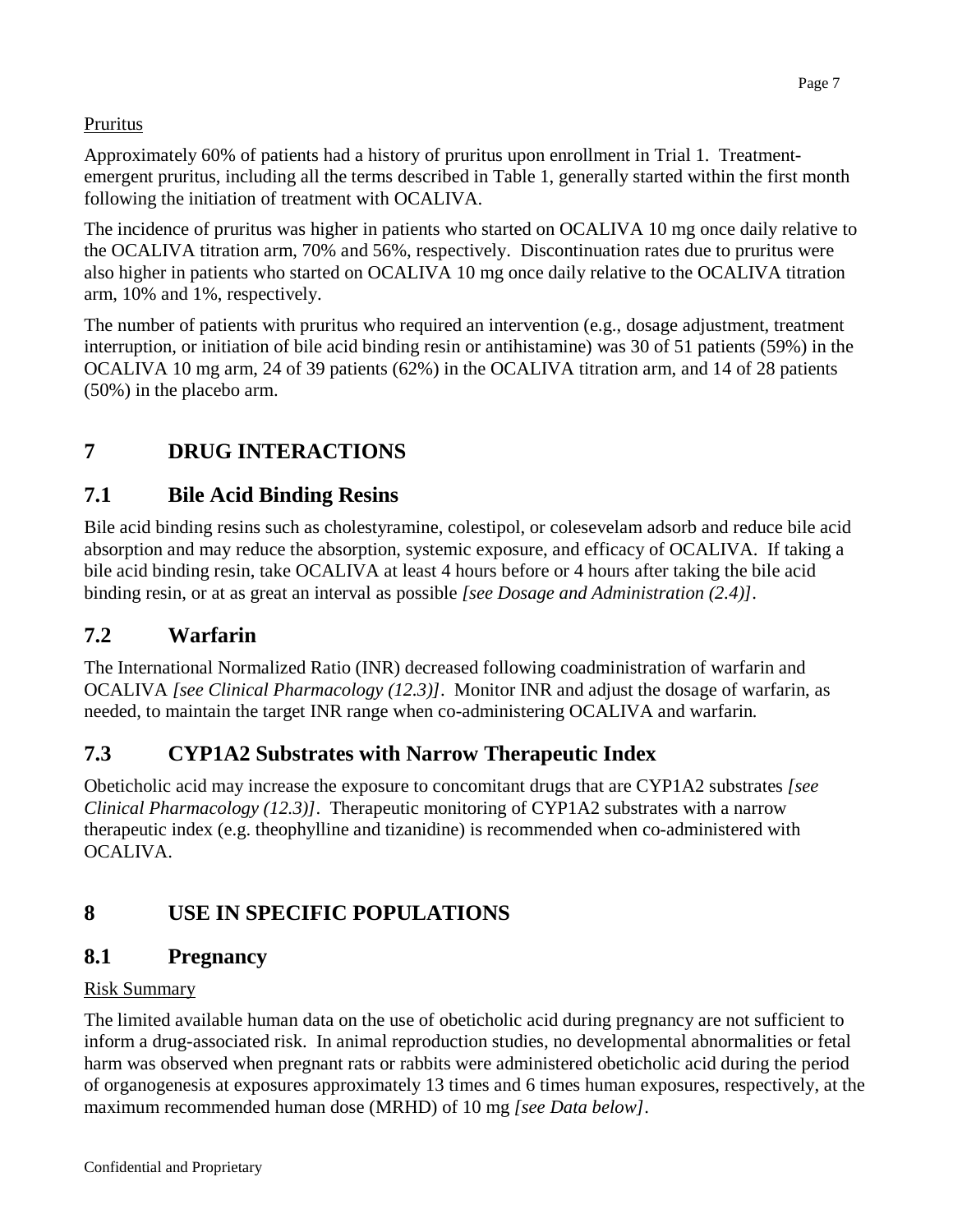Pruritus

Approximately 60% of patients had a history of pruritus upon enrollment in Trial 1. Treatment-emergent pruritus, including all the terms described in Table 1, generally started within the first month following the initiation of treatment with OCALIVA.

The incidence of pruritus was higher in patients who started on OCALIVA 10 mg once daily relative to the OCALIVA titration arm, 70% and 56%, respectively. Discontinuation rates due to pruritus were also higher in patients who started on OCALIVA 10 mg once daily relative to the OCALIVA titration arm, 10% and 1%, respectively.

The number of patients with pruritus who required an intervention (e.g., dosage adjustment, treatment interruption, or initiation of bile acid binding resin or antihistamine) was 30 of 51 patients (59%) in the OCALIVA 10 mg arm, 24 of 39 patients (62%) in the OCALIVA titration arm, and 14 of 28 patients (50%) in the placebo arm.

# 7 DRUG INTERACTIONS

## 7.1 Bile Acid Binding Resins

Bile acid binding resins such as cholestyramine, colestipol, or colesevelam adsorb and reduce bile acid absorption and may reduce the absorption, systemic exposure, and efficacy of OCALIVA. If taking a bile acid binding resin, take OCALIVA at least 4 hours before or 4 hours after taking the bile acid binding resin, or at as great an interval as possible *[see Dosage and Administration (2.4)]*.

## 7.2 Warfarin

The International Normalized Ratio (INR) decreased following coadministration of warfarin and OCALIVA *[see Clinical Pharmacology (12.3)]*. Monitor INR and adjust the dosage of warfarin, as needed, to maintain the target INR range when co-administering OCALIVA and warfarin.

## 7.3 CYP1A2 Substrates with Narrow Therapeutic Index

Obeticholic acid may increase the exposure to concomitant drugs that are CYP1A2 substrates *[see Clinical Pharmacology (12.3)]*. Therapeutic monitoring of CYP1A2 substrates with a narrow therapeutic index (e.g. theophylline and tizanidine) is recommended when co-administered with OCALIVA.

# 8 USE IN SPECIFIC POPULATIONS

## 8.1 Pregnancy

Risk Summary

The limited available human data on the use of obeticholic acid during pregnancy are not sufficient to inform a drug-associated risk. In animal reproduction studies, no developmental abnormalities or fetal harm was observed when pregnant rats or rabbits were administered obeticholic acid during the period of organogenesis at exposures approximately 13 times and 6 times human exposures, respectively, at the maximum recommended human dose (MRHD) of 10 mg *[see Data below]*.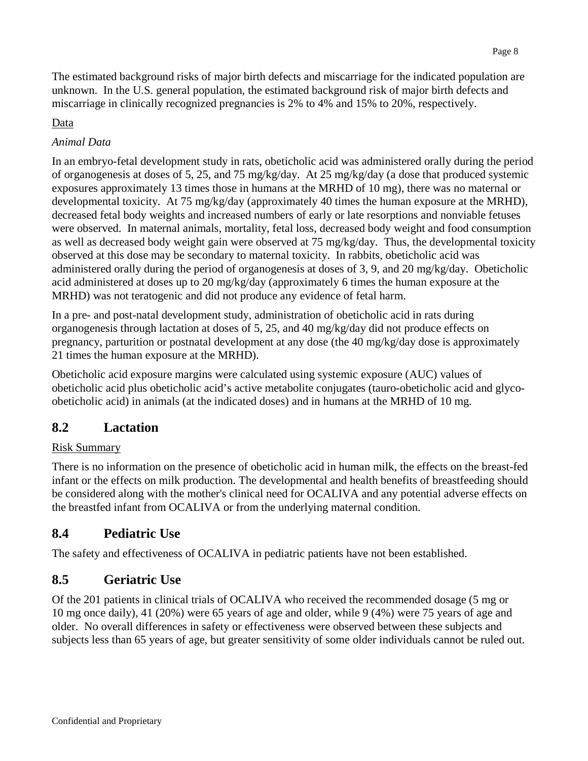The estimated background risks of major birth defects and miscarriage for the indicated population are unknown. In the U.S. general population, the estimated background risk of major birth defects and miscarriage in clinically recognized pregnancies is 2% to 4% and 15% to 20%, respectively.

Data

*Animal Data*

In an embryo-fetal development study in rats, obeticholic acid was administered orally during the period of organogenesis at doses of 5, 25, and 75 mg/kg/day. At 25 mg/kg/day (a dose that produced systemic exposures approximately 13 times those in humans at the MRHD of 10 mg), there was no maternal or developmental toxicity. At 75 mg/kg/day (approximately 40 times the human exposure at the MRHD), decreased fetal body weights and increased numbers of early or late resorptions and nonviable fetuses were observed. In maternal animals, mortality, fetal loss, decreased body weight and food consumption as well as decreased body weight gain were observed at 75 mg/kg/day. Thus, the developmental toxicity observed at this dose may be secondary to maternal toxicity. In rabbits, obeticholic acid was administered orally during the period of organogenesis at doses of 3, 9, and 20 mg/kg/day. Obeticholic acid administered at doses up to 20 mg/kg/day (approximately 6 times the human exposure at the MRHD) was not teratogenic and did not produce any evidence of fetal harm.

In a pre- and post-natal development study, administration of obeticholic acid in rats during organogenesis through lactation at doses of 5, 25, and 40 mg/kg/day did not produce effects on pregnancy, parturition or postnatal development at any dose (the 40 mg/kg/day dose is approximately 21 times the human exposure at the MRHD).

Obeticholic acid exposure margins were calculated using systemic exposure (AUC) values of obeticholic acid plus obeticholic acid's active metabolite conjugates (tauro-obeticholic acid and glyco-obeticholic acid) in animals (at the indicated doses) and in humans at the MRHD of 10 mg.

## 8.2 Lactation

Risk Summary

There is no information on the presence of obeticholic acid in human milk, the effects on the breast-fed infant or the effects on milk production. The developmental and health benefits of breastfeeding should be considered along with the mother's clinical need for OCALIVA and any potential adverse effects on the breastfed infant from OCALIVA or from the underlying maternal condition.

## 8.4 Pediatric Use

The safety and effectiveness of OCALIVA in pediatric patients have not been established.

## 8.5 Geriatric Use

Of the 201 patients in clinical trials of OCALIVA who received the recommended dosage (5 mg or 10 mg once daily), 41 (20%) were 65 years of age and older, while 9 (4%) were 75 years of age and older. No overall differences in safety or effectiveness were observed between these subjects and subjects less than 65 years of age, but greater sensitivity of some older individuals cannot be ruled out.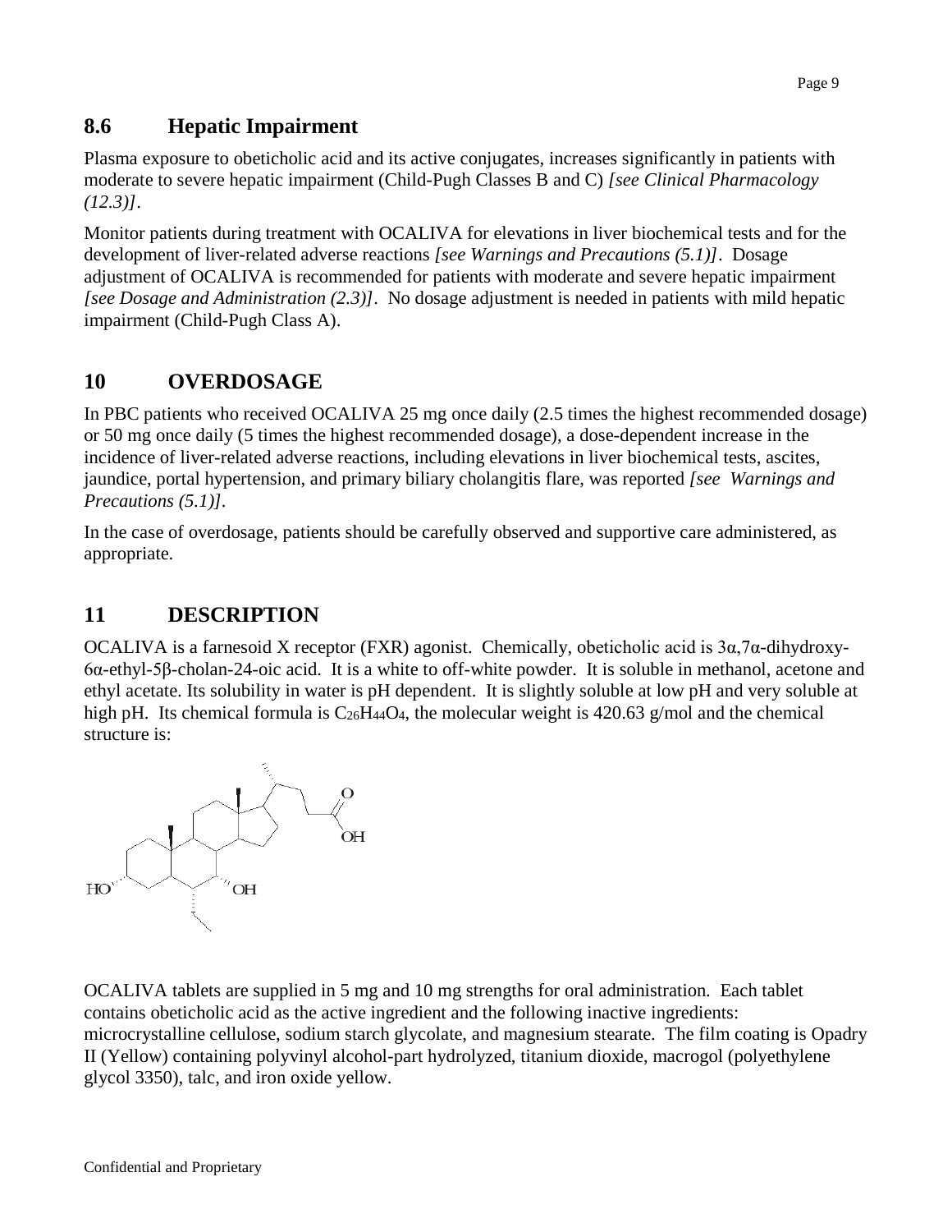## 8.6 Hepatic Impairment

Plasma exposure to obeticholic acid and its active conjugates, increases significantly in patients with moderate to severe hepatic impairment (Child-Pugh Classes B and C) *[see Clinical Pharmacology (12.3)]*.

Monitor patients during treatment with OCALIVA for elevations in liver biochemical tests and for the development of liver-related adverse reactions *[see Warnings and Precautions (5.1)]*. Dosage adjustment of OCALIVA is recommended for patients with moderate and severe hepatic impairment *[see Dosage and Administration (2.3)]*. No dosage adjustment is needed in patients with mild hepatic impairment (Child-Pugh Class A).

# 10 OVERDOSAGE

In PBC patients who received OCALIVA 25 mg once daily (2.5 times the highest recommended dosage) or 50 mg once daily (5 times the highest recommended dosage), a dose-dependent increase in the incidence of liver-related adverse reactions, including elevations in liver biochemical tests, ascites, jaundice, portal hypertension, and primary biliary cholangitis flare, was reported *[see Warnings and Precautions (5.1)]*.

In the case of overdosage, patients should be carefully observed and supportive care administered, as appropriate.

# 11 DESCRIPTION

OCALIVA is a farnesoid X receptor (FXR) agonist. Chemically, obeticholic acid is 3α,7α-dihydroxy-6α-ethyl-5β-cholan-24-oic acid. It is a white to off-white powder. It is soluble in methanol, acetone and ethyl acetate. Its solubility in water is pH dependent. It is slightly soluble at low pH and very soluble at high pH. Its chemical formula is $C_{26}H_{44}O_4$, the molecular weight is 420.63 g/mol and the chemical structure is:

OCALIVA tablets are supplied in 5 mg and 10 mg strengths for oral administration. Each tablet contains obeticholic acid as the active ingredient and the following inactive ingredients: microcrystalline cellulose, sodium starch glycolate, and magnesium stearate. The film coating is Opadry II (Yellow) containing polyvinyl alcohol-part hydrolyzed, titanium dioxide, macrogol (polyethylene glycol 3350), talc, and iron oxide yellow.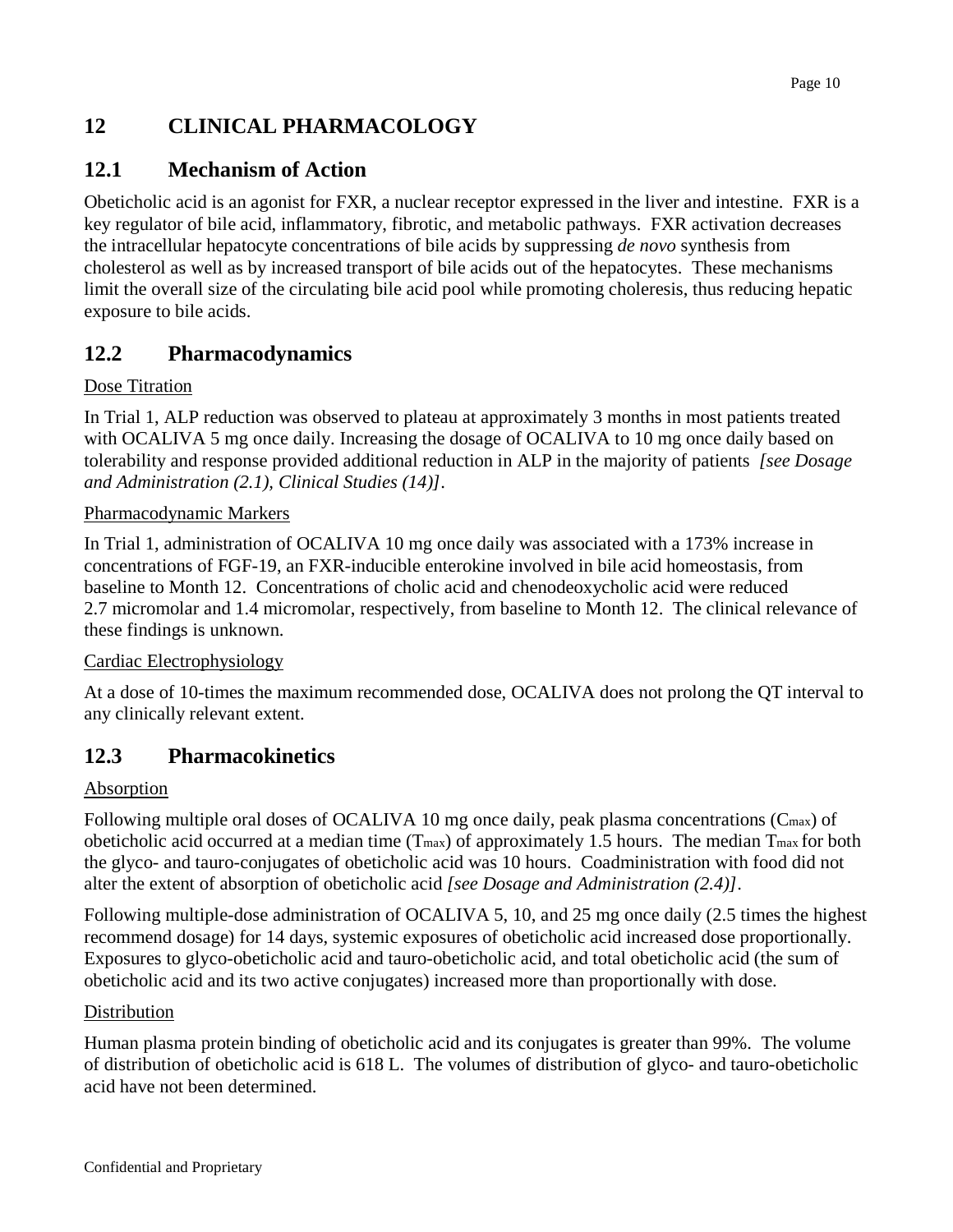## 12 CLINICAL PHARMACOLOGY

### 12.1 Mechanism of Action

Obeticholic acid is an agonist for FXR, a nuclear receptor expressed in the liver and intestine. FXR is a key regulator of bile acid, inflammatory, fibrotic, and metabolic pathways. FXR activation decreases the intracellular hepatocyte concentrations of bile acids by suppressing *de novo* synthesis from cholesterol as well as by increased transport of bile acids out of the hepatocytes. These mechanisms limit the overall size of the circulating bile acid pool while promoting choleresis, thus reducing hepatic exposure to bile acids.

### 12.2 Pharmacodynamics

Dose Titration

In Trial 1, ALP reduction was observed to plateau at approximately 3 months in most patients treated with OCALIVA 5 mg once daily. Increasing the dosage of OCALIVA to 10 mg once daily based on tolerability and response provided additional reduction in ALP in the majority of patients *[see Dosage and Administration (2.1), Clinical Studies (14)]*.

Pharmacodynamic Markers

In Trial 1, administration of OCALIVA 10 mg once daily was associated with a 173% increase in concentrations of FGF-19, an FXR-inducible enterokine involved in bile acid homeostasis, from baseline to Month 12. Concentrations of cholic acid and chenodeoxycholic acid were reduced 2.7 micromolar and 1.4 micromolar, respectively, from baseline to Month 12. The clinical relevance of these findings is unknown.

Cardiac Electrophysiology

At a dose of 10-times the maximum recommended dose, OCALIVA does not prolong the QT interval to any clinically relevant extent.

### 12.3 Pharmacokinetics

Absorption

Following multiple oral doses of OCALIVA 10 mg once daily, peak plasma concentrations ($C_{max}$) of obeticholic acid occurred at a median time ($T_{max}$) of approximately 1.5 hours. The median $T_{max}$ for both the glyco- and tauro-conjugates of obeticholic acid was 10 hours. Coadministration with food did not alter the extent of absorption of obeticholic acid *[see Dosage and Administration (2.4)]*.

Following multiple-dose administration of OCALIVA 5, 10, and 25 mg once daily (2.5 times the highest recommend dosage) for 14 days, systemic exposures of obeticholic acid increased dose proportionally. Exposures to glyco-obeticholic acid and tauro-obeticholic acid, and total obeticholic acid (the sum of obeticholic acid and its two active conjugates) increased more than proportionally with dose.

Distribution

Human plasma protein binding of obeticholic acid and its conjugates is greater than 99%. The volume of distribution of obeticholic acid is 618 L. The volumes of distribution of glyco- and tauro-obeticholic acid have not been determined.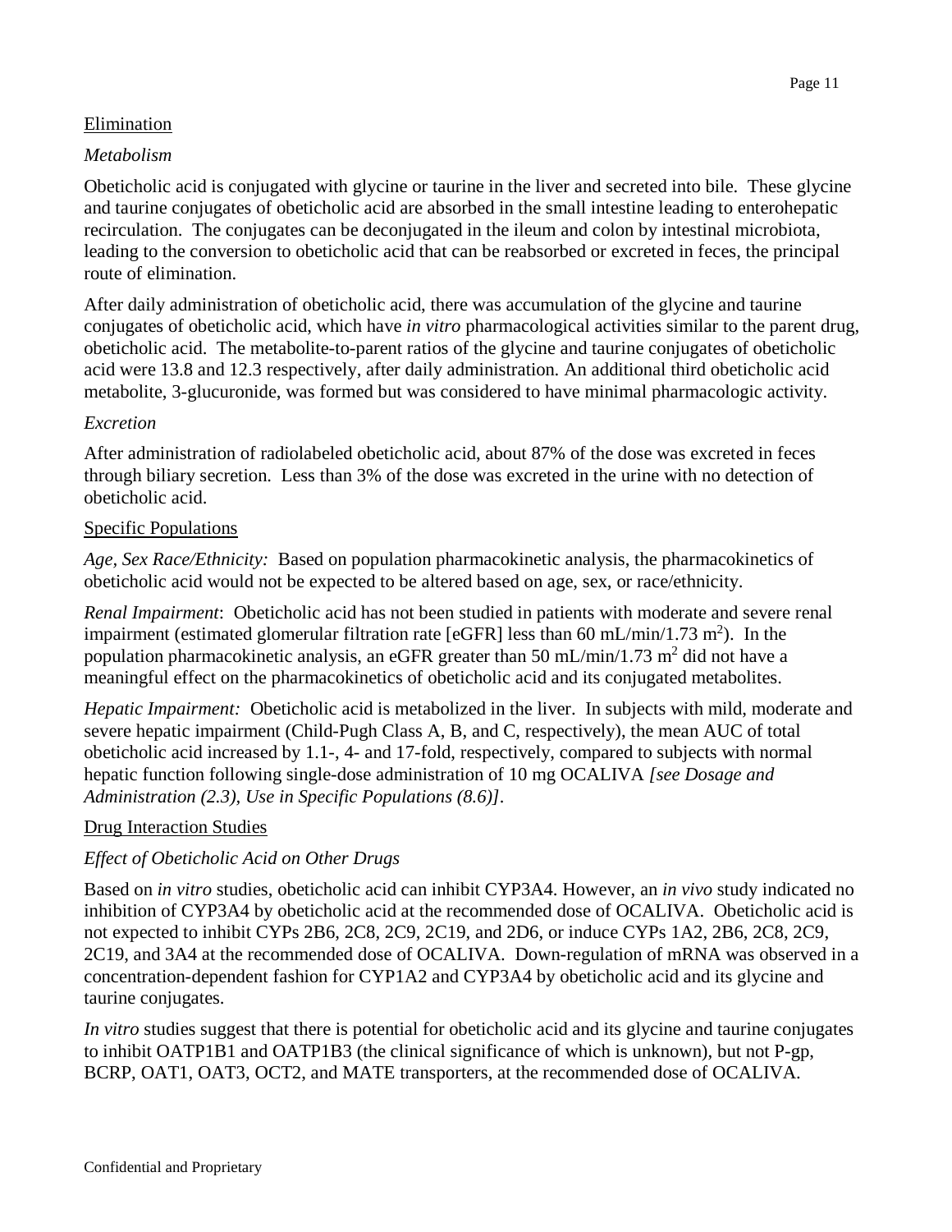## Elimination

### *Metabolism*

Obeticholic acid is conjugated with glycine or taurine in the liver and secreted into bile. These glycine and taurine conjugates of obeticholic acid are absorbed in the small intestine leading to enterohepatic recirculation. The conjugates can be deconjugated in the ileum and colon by intestinal microbiota, leading to the conversion to obeticholic acid that can be reabsorbed or excreted in feces, the principal route of elimination.

After daily administration of obeticholic acid, there was accumulation of the glycine and taurine conjugates of obeticholic acid, which have *in vitro* pharmacological activities similar to the parent drug, obeticholic acid. The metabolite-to-parent ratios of the glycine and taurine conjugates of obeticholic acid were 13.8 and 12.3 respectively, after daily administration. An additional third obeticholic acid metabolite, 3-glucuronide, was formed but was considered to have minimal pharmacologic activity.

### *Excretion*

After administration of radiolabeled obeticholic acid, about 87% of the dose was excreted in feces through biliary secretion. Less than 3% of the dose was excreted in the urine with no detection of obeticholic acid.

## Specific Populations

*Age, Sex Race/Ethnicity:* Based on population pharmacokinetic analysis, the pharmacokinetics of obeticholic acid would not be expected to be altered based on age, sex, or race/ethnicity.

*Renal Impairment*: Obeticholic acid has not been studied in patients with moderate and severe renal impairment (estimated glomerular filtration rate [eGFR] less than 60 mL/min/1.73 $m^2$). In the population pharmacokinetic analysis, an eGFR greater than 50 mL/min/1.73 $m^2$ did not have a meaningful effect on the pharmacokinetics of obeticholic acid and its conjugated metabolites.

*Hepatic Impairment:* Obeticholic acid is metabolized in the liver. In subjects with mild, moderate and severe hepatic impairment (Child-Pugh Class A, B, and C, respectively), the mean AUC of total obeticholic acid increased by 1.1-, 4- and 17-fold, respectively, compared to subjects with normal hepatic function following single-dose administration of 10 mg OCALIVA *[see Dosage and Administration (2.3), Use in Specific Populations (8.6)]*.

## Drug Interaction Studies

### *Effect of Obeticholic Acid on Other Drugs*

Based on *in vitro* studies, obeticholic acid can inhibit CYP3A4. However, an *in vivo* study indicated no inhibition of CYP3A4 by obeticholic acid at the recommended dose of OCALIVA. Obeticholic acid is not expected to inhibit CYPs 2B6, 2C8, 2C9, 2C19, and 2D6, or induce CYPs 1A2, 2B6, 2C8, 2C9, 2C19, and 3A4 at the recommended dose of OCALIVA. Down-regulation of mRNA was observed in a concentration-dependent fashion for CYP1A2 and CYP3A4 by obeticholic acid and its glycine and taurine conjugates.

*In vitro* studies suggest that there is potential for obeticholic acid and its glycine and taurine conjugates to inhibit OATP1B1 and OATP1B3 (the clinical significance of which is unknown), but not P-gp, BCRP, OAT1, OAT3, OCT2, and MATE transporters, at the recommended dose of OCALIVA.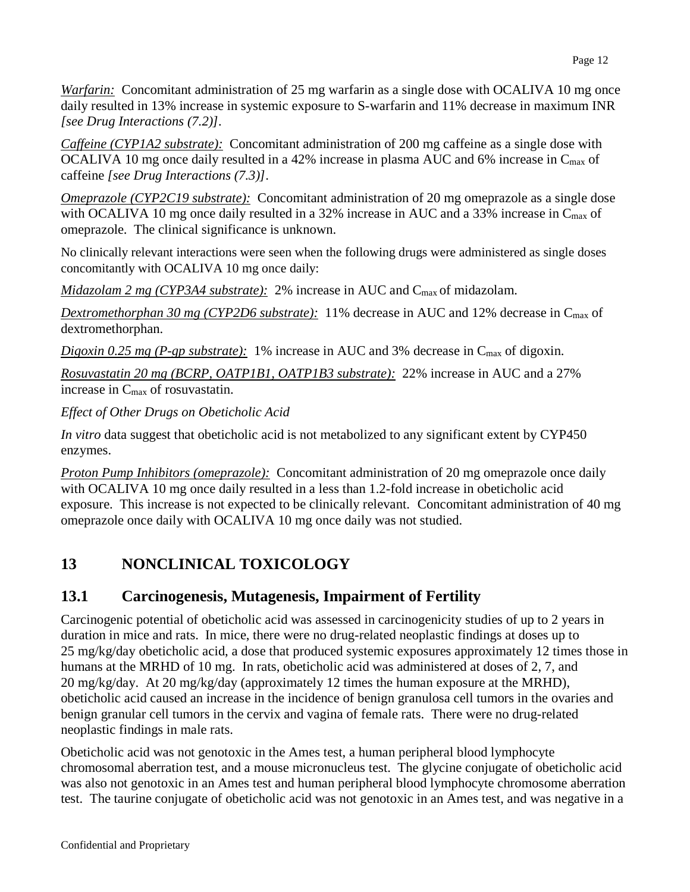*Warfarin:* Concomitant administration of 25 mg warfarin as a single dose with OCALIVA 10 mg once daily resulted in 13% increase in systemic exposure to S-warfarin and 11% decrease in maximum INR *[see Drug Interactions (7.2)]*.

*Caffeine (CYP1A2 substrate):* Concomitant administration of 200 mg caffeine as a single dose with OCALIVA 10 mg once daily resulted in a 42% increase in plasma AUC and 6% increase in $C_{max}$ of caffeine *[see Drug Interactions (7.3)]*.

*Omeprazole (CYP2C19 substrate):* Concomitant administration of 20 mg omeprazole as a single dose with OCALIVA 10 mg once daily resulted in a 32% increase in AUC and a 33% increase in $C_{max}$ of omeprazole. The clinical significance is unknown.

No clinically relevant interactions were seen when the following drugs were administered as single doses concomitantly with OCALIVA 10 mg once daily:

*Midazolam 2 mg (CYP3A4 substrate):* 2% increase in AUC and $C_{max}$ of midazolam.

*Dextromethorphan 30 mg (CYP2D6 substrate):* 11% decrease in AUC and 12% decrease in $C_{max}$ of dextromethorphan.

*Digoxin 0.25 mg (P-gp substrate):* 1% increase in AUC and 3% decrease in $C_{max}$ of digoxin.

*Rosuvastatin 20 mg (BCRP, OATP1B1, OATP1B3 substrate):* 22% increase in AUC and a 27% increase in $C_{max}$ of rosuvastatin.

*Effect of Other Drugs on Obeticholic Acid*

*In vitro* data suggest that obeticholic acid is not metabolized to any significant extent by CYP450 enzymes.

*Proton Pump Inhibitors (omeprazole):* Concomitant administration of 20 mg omeprazole once daily with OCALIVA 10 mg once daily resulted in a less than 1.2-fold increase in obeticholic acid exposure. This increase is not expected to be clinically relevant. Concomitant administration of 40 mg omeprazole once daily with OCALIVA 10 mg once daily was not studied.

# 13 NONCLINICAL TOXICOLOGY

## 13.1 Carcinogenesis, Mutagenesis, Impairment of Fertility

Carcinogenic potential of obeticholic acid was assessed in carcinogenicity studies of up to 2 years in duration in mice and rats. In mice, there were no drug-related neoplastic findings at doses up to 25 mg/kg/day obeticholic acid, a dose that produced systemic exposures approximately 12 times those in humans at the MRHD of 10 mg. In rats, obeticholic acid was administered at doses of 2, 7, and 20 mg/kg/day. At 20 mg/kg/day (approximately 12 times the human exposure at the MRHD), obeticholic acid caused an increase in the incidence of benign granulosa cell tumors in the ovaries and benign granular cell tumors in the cervix and vagina of female rats. There were no drug-related neoplastic findings in male rats.

Obeticholic acid was not genotoxic in the Ames test, a human peripheral blood lymphocyte chromosomal aberration test, and a mouse micronucleus test. The glycine conjugate of obeticholic acid was also not genotoxic in an Ames test and human peripheral blood lymphocyte chromosome aberration test. The taurine conjugate of obeticholic acid was not genotoxic in an Ames test, and was negative in a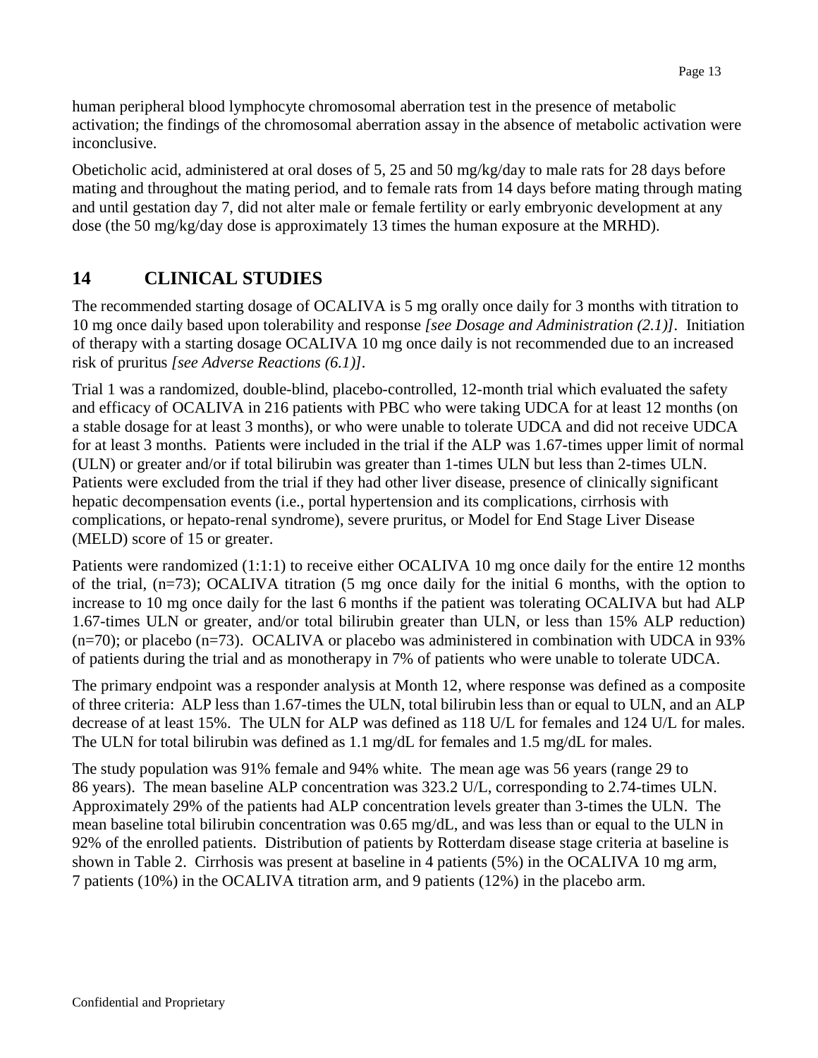human peripheral blood lymphocyte chromosomal aberration test in the presence of metabolic activation; the findings of the chromosomal aberration assay in the absence of metabolic activation were inconclusive.

Obeticholic acid, administered at oral doses of 5, 25 and 50 mg/kg/day to male rats for 28 days before mating and throughout the mating period, and to female rats from 14 days before mating through mating and until gestation day 7, did not alter male or female fertility or early embryonic development at any dose (the 50 mg/kg/day dose is approximately 13 times the human exposure at the MRHD).

# 14 CLINICAL STUDIES

The recommended starting dosage of OCALIVA is 5 mg orally once daily for 3 months with titration to 10 mg once daily based upon tolerability and response *[see Dosage and Administration (2.1)]*. Initiation of therapy with a starting dosage OCALIVA 10 mg once daily is not recommended due to an increased risk of pruritus *[see Adverse Reactions (6.1)]*.

Trial 1 was a randomized, double-blind, placebo-controlled, 12-month trial which evaluated the safety and efficacy of OCALIVA in 216 patients with PBC who were taking UDCA for at least 12 months (on a stable dosage for at least 3 months), or who were unable to tolerate UDCA and did not receive UDCA for at least 3 months. Patients were included in the trial if the ALP was 1.67-times upper limit of normal (ULN) or greater and/or if total bilirubin was greater than 1-times ULN but less than 2-times ULN. Patients were excluded from the trial if they had other liver disease, presence of clinically significant hepatic decompensation events (i.e., portal hypertension and its complications, cirrhosis with complications, or hepato-renal syndrome), severe pruritus, or Model for End Stage Liver Disease (MELD) score of 15 or greater.

Patients were randomized (1:1:1) to receive either OCALIVA 10 mg once daily for the entire 12 months of the trial, (n=73); OCALIVA titration (5 mg once daily for the initial 6 months, with the option to increase to 10 mg once daily for the last 6 months if the patient was tolerating OCALIVA but had ALP 1.67-times ULN or greater, and/or total bilirubin greater than ULN, or less than 15% ALP reduction) (n=70); or placebo (n=73). OCALIVA or placebo was administered in combination with UDCA in 93% of patients during the trial and as monotherapy in 7% of patients who were unable to tolerate UDCA.

The primary endpoint was a responder analysis at Month 12, where response was defined as a composite of three criteria: ALP less than 1.67-times the ULN, total bilirubin less than or equal to ULN, and an ALP decrease of at least 15%. The ULN for ALP was defined as 118 U/L for females and 124 U/L for males. The ULN for total bilirubin was defined as 1.1 mg/dL for females and 1.5 mg/dL for males.

The study population was 91% female and 94% white. The mean age was 56 years (range 29 to 86 years). The mean baseline ALP concentration was 323.2 U/L, corresponding to 2.74-times ULN. Approximately 29% of the patients had ALP concentration levels greater than 3-times the ULN. The mean baseline total bilirubin concentration was 0.65 mg/dL, and was less than or equal to the ULN in 92% of the enrolled patients. Distribution of patients by Rotterdam disease stage criteria at baseline is shown in Table 2. Cirrhosis was present at baseline in 4 patients (5%) in the OCALIVA 10 mg arm, 7 patients (10%) in the OCALIVA titration arm, and 9 patients (12%) in the placebo arm.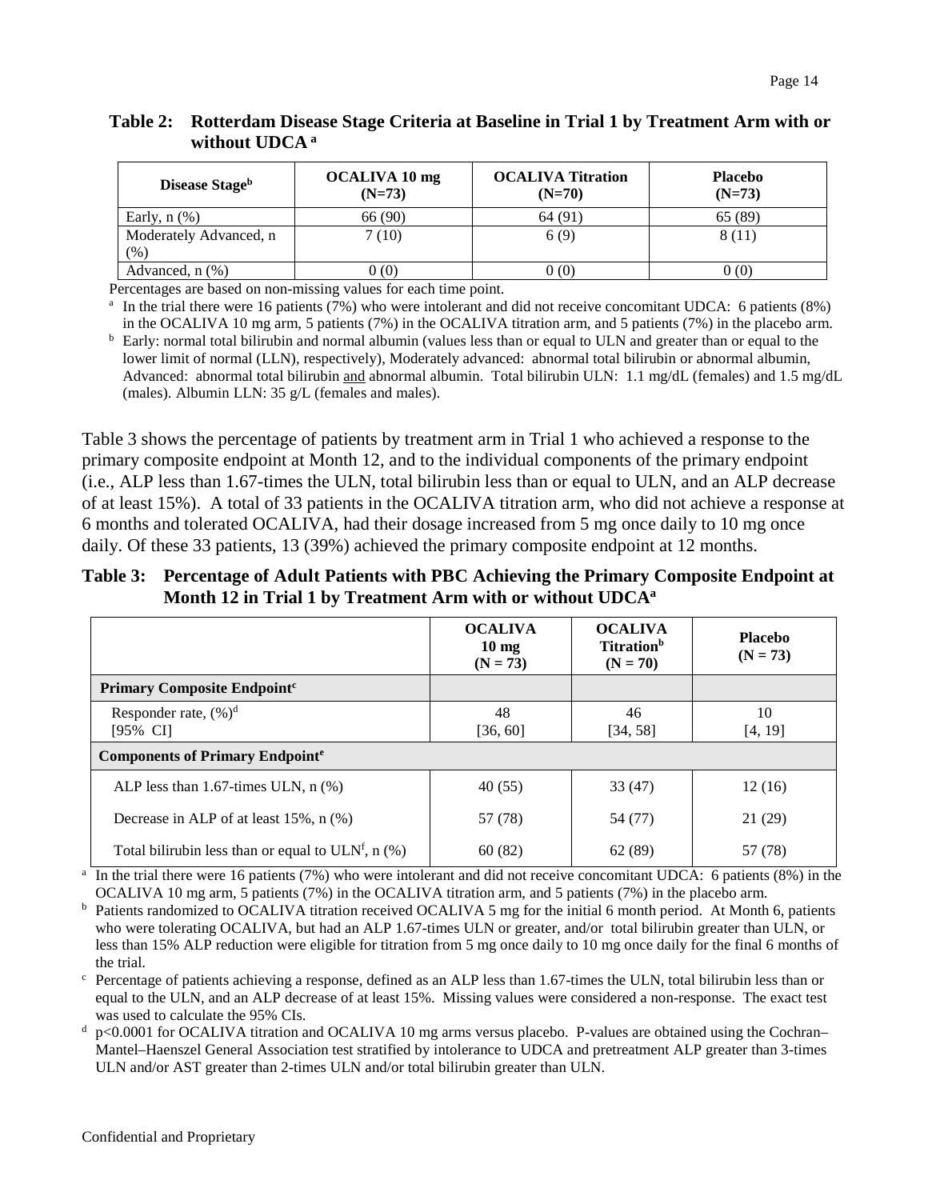**Table 2: Rotterdam Disease Stage Criteria at Baseline in Trial 1 by Treatment Arm with or without UDCA [a]**

| Disease Stage[b] | OCALIVA 10 mg (N=73) | OCALIVA Titration (N=70) | Placebo (N=73) |
|---|---|---|---|
| Early, n (%) | 66 (90) | 64 (91) | 65 (89) |
| Moderately Advanced, n (%) | 7 (10) | 6 (9) | 8 (11) |
| Advanced, n (%) | 0 (0) | 0 (0) | 0 (0) |

Percentages are based on non-missing values for each time point.

[a] In the trial there were 16 patients (7%) who were intolerant and did not receive concomitant UDCA: 6 patients (8%) in the OCALIVA 10 mg arm, 5 patients (7%) in the OCALIVA titration arm, and 5 patients (7%) in the placebo arm.

[b] Early: normal total bilirubin and normal albumin (values less than or equal to ULN and greater than or equal to the lower limit of normal (LLN), respectively), Moderately advanced: abnormal total bilirubin or abnormal albumin, Advanced: abnormal total bilirubin and abnormal albumin. Total bilirubin ULN: 1.1 mg/dL (females) and 1.5 mg/dL (males). Albumin LLN: 35 g/L (females and males).

Table 3 shows the percentage of patients by treatment arm in Trial 1 who achieved a response to the primary composite endpoint at Month 12, and to the individual components of the primary endpoint (i.e., ALP less than 1.67-times the ULN, total bilirubin less than or equal to ULN, and an ALP decrease of at least 15%). A total of 33 patients in the OCALIVA titration arm, who did not achieve a response at 6 months and tolerated OCALIVA, had their dosage increased from 5 mg once daily to 10 mg once daily. Of these 33 patients, 13 (39%) achieved the primary composite endpoint at 12 months.

**Table 3: Percentage of Adult Patients with PBC Achieving the Primary Composite Endpoint at Month 12 in Trial 1 by Treatment Arm with or without UDCA[a]**

| | OCALIVA 10 mg (N = 73) | OCALIVA Titration[b] (N = 70) | Placebo (N = 73) |
|---|---|---|---|
| **Primary Composite Endpoint[c]** | | | |
| Responder rate, (%)[d] [95% CI] | 48 [36, 60] | 46 [34, 58] | 10 [4, 19] |
| **Components of Primary Endpoint[e]** | | | |
| ALP less than 1.67-times ULN, n (%) | 40 (55) | 33 (47) | 12 (16) |
| Decrease in ALP of at least 15%, n (%) | 57 (78) | 54 (77) | 21 (29) |
| Total bilirubin less than or equal to ULN[f], n (%) | 60 (82) | 62 (89) | 57 (78) |

[a] In the trial there were 16 patients (7%) who were intolerant and did not receive concomitant UDCA: 6 patients (8%) in the OCALIVA 10 mg arm, 5 patients (7%) in the OCALIVA titration arm, and 5 patients (7%) in the placebo arm.

[b] Patients randomized to OCALIVA titration received OCALIVA 5 mg for the initial 6 month period. At Month 6, patients who were tolerating OCALIVA, but had an ALP 1.67-times ULN or greater, and/or total bilirubin greater than ULN, or less than 15% ALP reduction were eligible for titration from 5 mg once daily to 10 mg once daily for the final 6 months of the trial.

[c] Percentage of patients achieving a response, defined as an ALP less than 1.67-times the ULN, total bilirubin less than or equal to the ULN, and an ALP decrease of at least 15%. Missing values were considered a non-response. The exact test was used to calculate the 95% CIs.

[d] $p<0.0001$ for OCALIVA titration and OCALIVA 10 mg arms versus placebo. P-values are obtained using the Cochran–Mantel–Haenszel General Association test stratified by intolerance to UDCA and pretreatment ALP greater than 3-times ULN and/or AST greater than 2-times ULN and/or total bilirubin greater than ULN.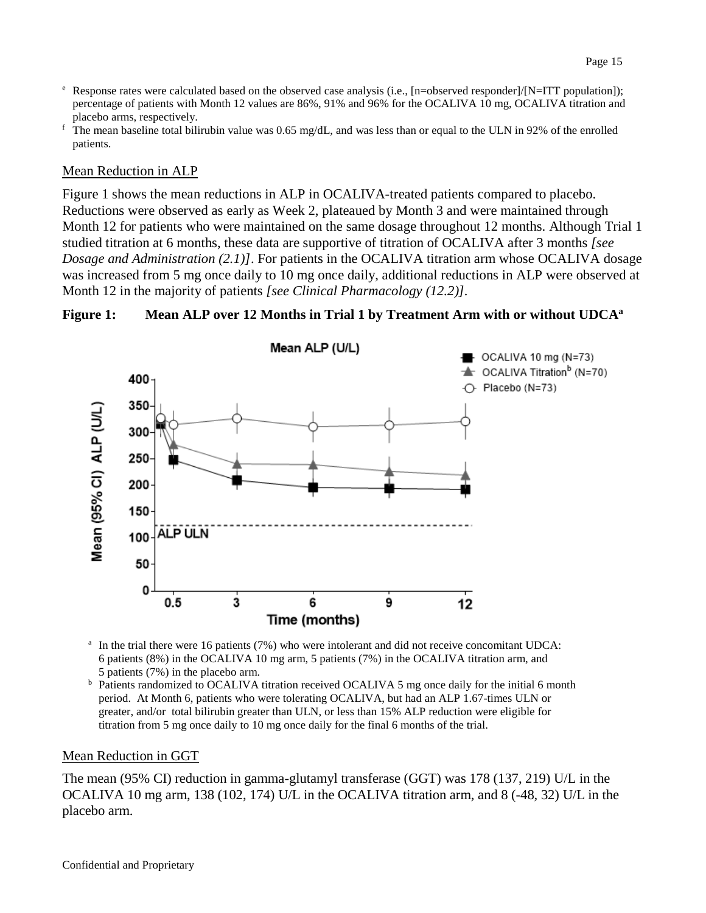[e] Response rates were calculated based on the observed case analysis (i.e., [n=observed responder]/[N=ITT population]); percentage of patients with Month 12 values are 86%, 91% and 96% for the OCALIVA 10 mg, OCALIVA titration and placebo arms, respectively.

[f] The mean baseline total bilirubin value was 0.65 mg/dL, and was less than or equal to the ULN in 92% of the enrolled patients.

Mean Reduction in ALP

Figure 1 shows the mean reductions in ALP in OCALIVA-treated patients compared to placebo. Reductions were observed as early as Week 2, plateaued by Month 3 and were maintained through Month 12 for patients who were maintained on the same dosage throughout 12 months. Although Trial 1 studied titration at 6 months, these data are supportive of titration of OCALIVA after 3 months *[see Dosage and Administration (2.1)]*. For patients in the OCALIVA titration arm whose OCALIVA dosage was increased from 5 mg once daily to 10 mg once daily, additional reductions in ALP were observed at Month 12 in the majority of patients *[see Clinical Pharmacology (12.2)]*.

**Figure 1: Mean ALP over 12 Months in Trial 1 by Treatment Arm with or without UDCA[a]**

[a] In the trial there were 16 patients (7%) who were intolerant and did not receive concomitant UDCA: 6 patients (8%) in the OCALIVA 10 mg arm, 5 patients (7%) in the OCALIVA titration arm, and 5 patients (7%) in the placebo arm.

[b] Patients randomized to OCALIVA titration received OCALIVA 5 mg once daily for the initial 6 month period. At Month 6, patients who were tolerating OCALIVA, but had an ALP 1.67-times ULN or greater, and/or total bilirubin greater than ULN, or less than 15% ALP reduction were eligible for titration from 5 mg once daily to 10 mg once daily for the final 6 months of the trial.

Mean Reduction in GGT

The mean (95% CI) reduction in gamma-glutamyl transferase (GGT) was 178 (137, 219) U/L in the OCALIVA 10 mg arm, 138 (102, 174) U/L in the OCALIVA titration arm, and 8 (-48, 32) U/L in the placebo arm.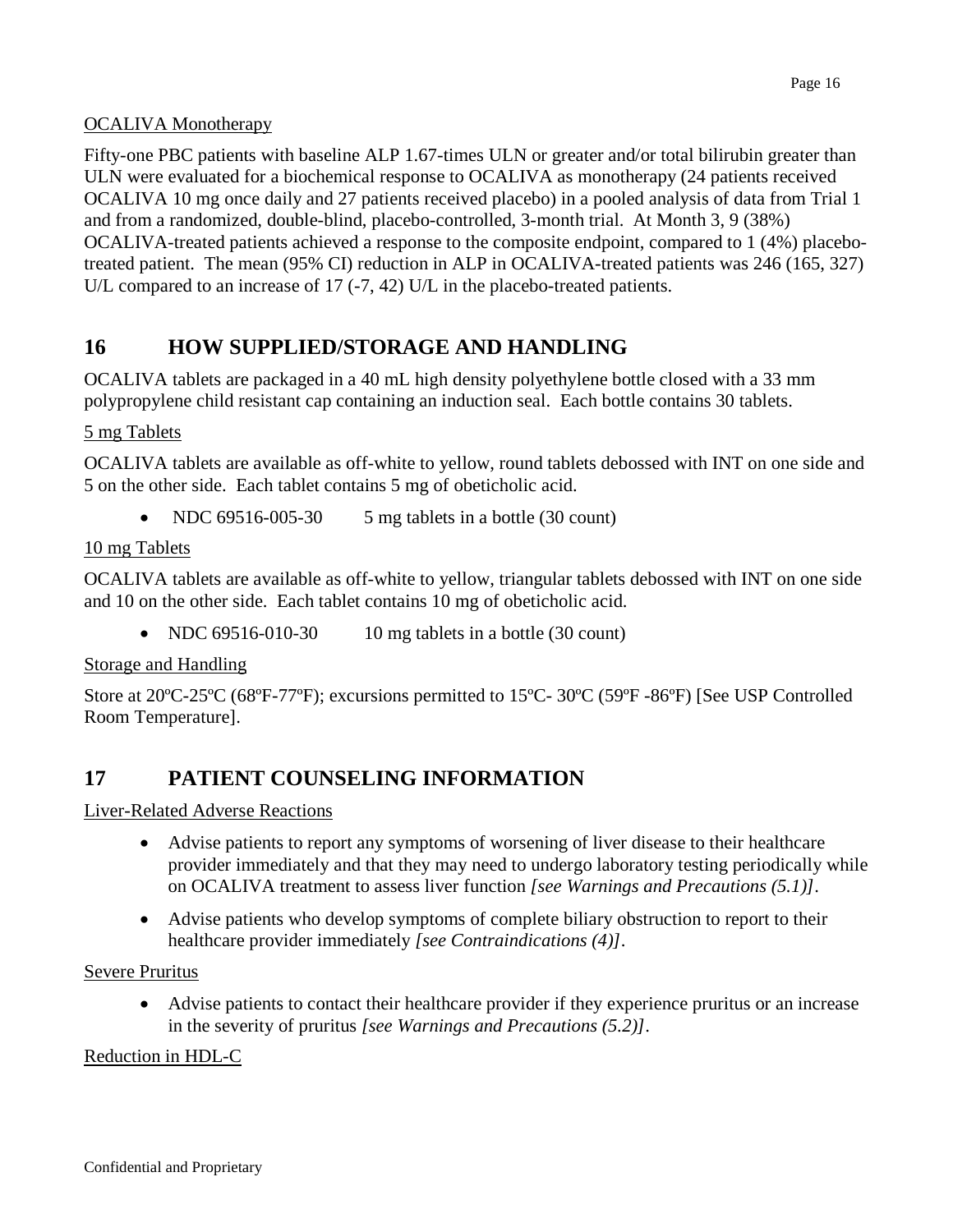OCALIVA Monotherapy

Fifty-one PBC patients with baseline ALP 1.67-times ULN or greater and/or total bilirubin greater than ULN were evaluated for a biochemical response to OCALIVA as monotherapy (24 patients received OCALIVA 10 mg once daily and 27 patients received placebo) in a pooled analysis of data from Trial 1 and from a randomized, double-blind, placebo-controlled, 3-month trial. At Month 3, 9 (38%) OCALIVA-treated patients achieved a response to the composite endpoint, compared to 1 (4%) placebo-treated patient. The mean (95% CI) reduction in ALP in OCALIVA-treated patients was 246 (165, 327) U/L compared to an increase of 17 (-7, 42) U/L in the placebo-treated patients.

# 16 HOW SUPPLIED/STORAGE AND HANDLING

OCALIVA tablets are packaged in a 40 mL high density polyethylene bottle closed with a 33 mm polypropylene child resistant cap containing an induction seal. Each bottle contains 30 tablets.

5 mg Tablets

OCALIVA tablets are available as off-white to yellow, round tablets debossed with INT on one side and 5 on the other side. Each tablet contains 5 mg of obeticholic acid.

- NDC 69516-005-30 5 mg tablets in a bottle (30 count)

10 mg Tablets

OCALIVA tablets are available as off-white to yellow, triangular tablets debossed with INT on one side and 10 on the other side. Each tablet contains 10 mg of obeticholic acid.

- NDC 69516-010-30 10 mg tablets in a bottle (30 count)

Storage and Handling

Store at 20ºC-25ºC (68ºF-77ºF); excursions permitted to 15ºC- 30ºC (59ºF -86ºF) [See USP Controlled Room Temperature].

# 17 PATIENT COUNSELING INFORMATION

Liver-Related Adverse Reactions

- Advise patients to report any symptoms of worsening of liver disease to their healthcare provider immediately and that they may need to undergo laboratory testing periodically while on OCALIVA treatment to assess liver function *[see Warnings and Precautions (5.1)]*.
- Advise patients who develop symptoms of complete biliary obstruction to report to their healthcare provider immediately *[see Contraindications (4)]*.

Severe Pruritus

- Advise patients to contact their healthcare provider if they experience pruritus or an increase in the severity of pruritus *[see Warnings and Precautions (5.2)]*.

Reduction in HDL-C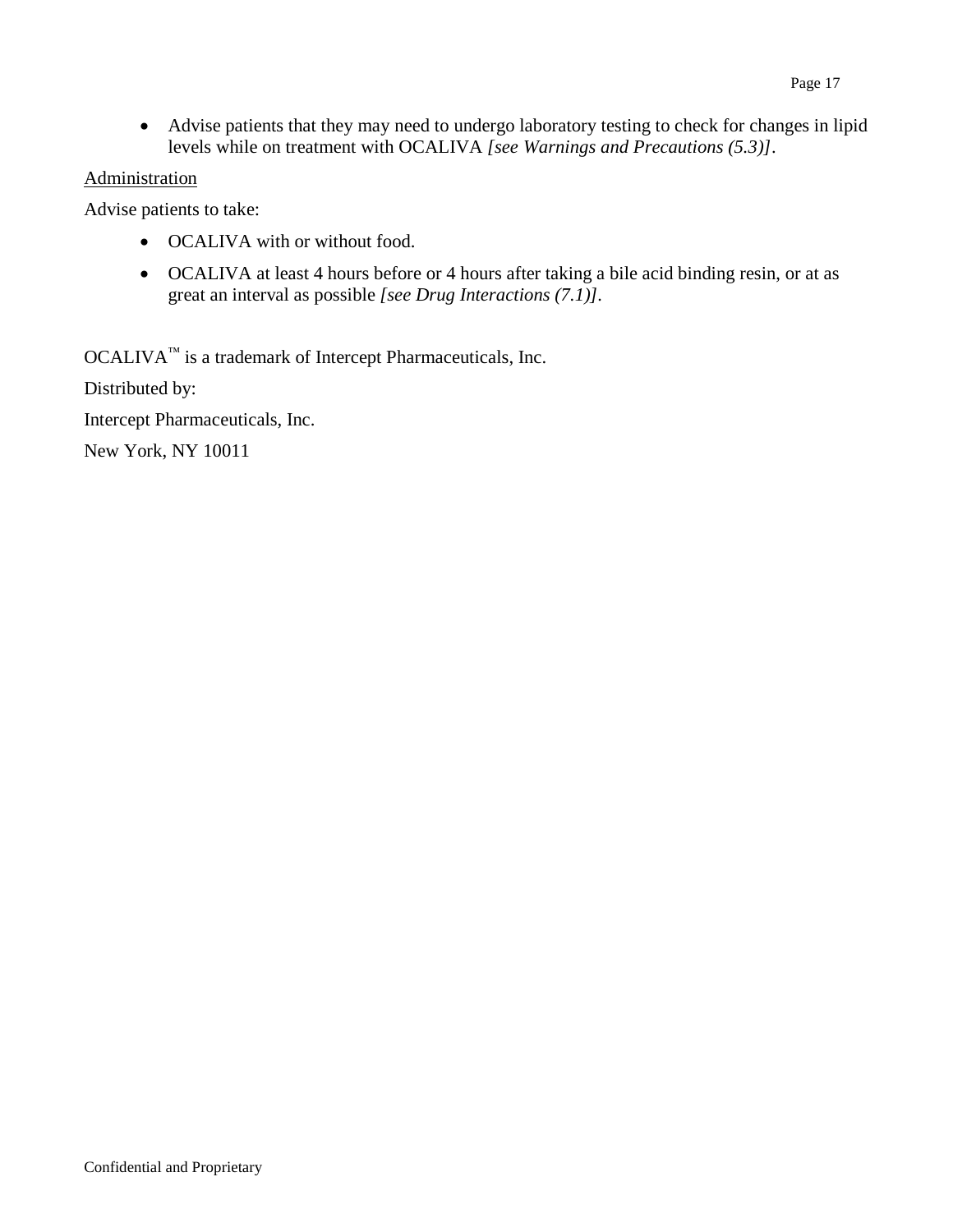- Advise patients that they may need to undergo laboratory testing to check for changes in lipid levels while on treatment with OCALIVA *[see Warnings and Precautions (5.3)]*.

<u>Administration</u>

Advise patients to take:

- OCALIVA with or without food.
- OCALIVA at least 4 hours before or 4 hours after taking a bile acid binding resin, or at as great an interval as possible *[see Drug Interactions (7.1)]*.

OCALIVA™ is a trademark of Intercept Pharmaceuticals, Inc.

Distributed by:

Intercept Pharmaceuticals, Inc.

New York, NY 10011